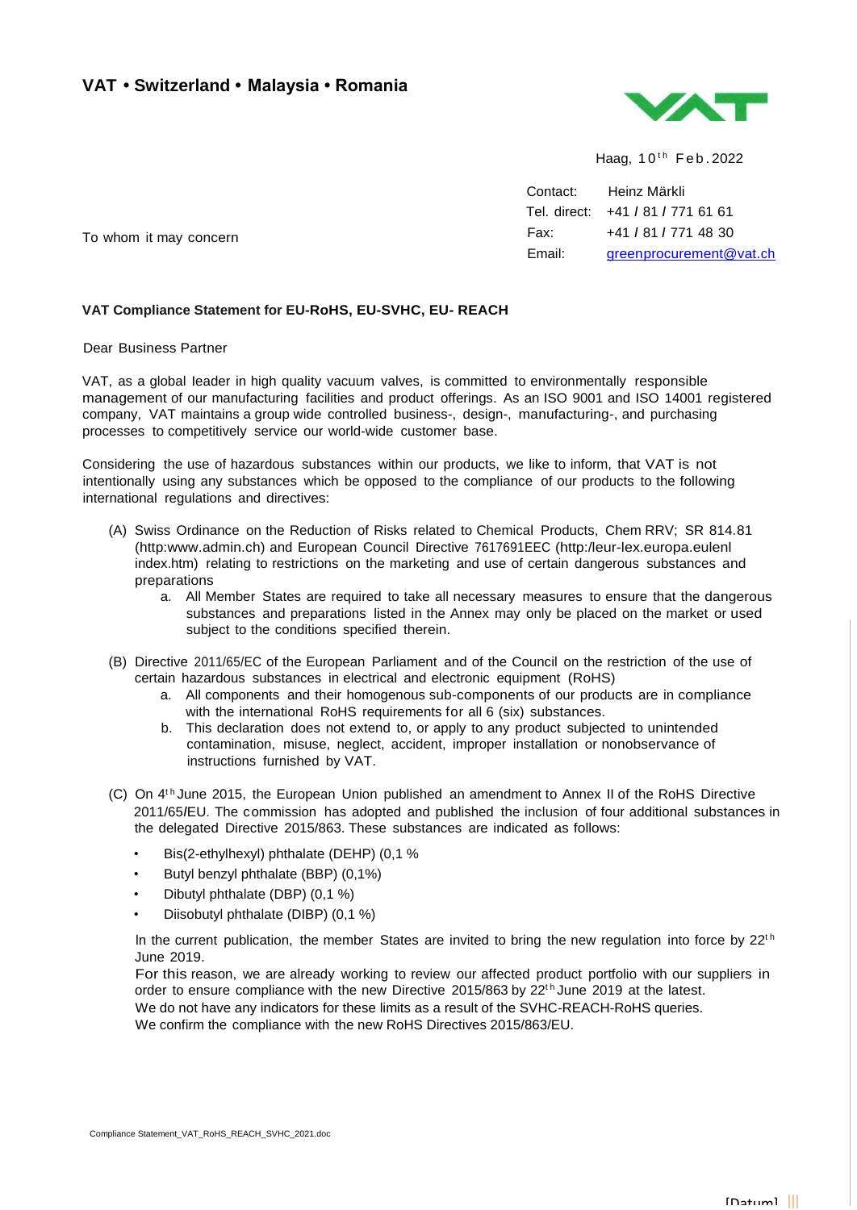VAT • Switzerland • Malaysia • Romania

Haag, 10th Feb.2022

Contact: Heinz Märkli
Tel. direct: +41 / 81 / 771 61 61
Fax: +41 / 81 / 771 48 30
Email: greenprocurement@vat.ch

To whom it may concern

**VAT Compliance Statement for EU-RoHS, EU-SVHC, EU- REACH**

Dear Business Partner

VAT, as a global leader in high quality vacuum valves, is committed to environmentally responsible management of our manufacturing facilities and product offerings. As an ISO 9001 and ISO 14001 registered company, VAT maintains a group wide controlled business-, design-, manufacturing-, and purchasing processes to competitively service our world-wide customer base.

Considering the use of hazardous substances within our products, we like to inform, that VAT is not intentionally using any substances which be opposed to the compliance of our products to the following international regulations and directives:

(A) Swiss Ordinance on the Reduction of Risks related to Chemical Products, Chem RRV; SR 814.81 (http:www.admin.ch) and European Council Directive 7617691EEC (http:/leur-lex.europa.eulenl index.htm) relating to restrictions on the marketing and use of certain dangerous substances and preparations
   a. All Member States are required to take all necessary measures to ensure that the dangerous substances and preparations listed in the Annex may only be placed on the market or used subject to the conditions specified therein.

(B) Directive 2011/65/EC of the European Parliament and of the Council on the restriction of the use of certain hazardous substances in electrical and electronic equipment (RoHS)
   a. All components and their homogenous sub-components of our products are in compliance with the international RoHS requirements for all 6 (six) substances.
   b. This declaration does not extend to, or apply to any product subjected to unintended contamination, misuse, neglect, accident, improper installation or nonobservance of instructions furnished by VAT.

(C) On 4th June 2015, the European Union published an amendment to Annex II of the RoHS Directive 2011/65/EU. The commission has adopted and published the inclusion of four additional substances in the delegated Directive 2015/863. These substances are indicated as follows:

- Bis(2-ethylhexyl) phthalate (DEHP) (0,1 %
- Butyl benzyl phthalate (BBP) (0,1%)
- Dibutyl phthalate (DBP) (0,1 %)
- Diisobutyl phthalate (DIBP) (0,1 %)

In the current publication, the member States are invited to bring the new regulation into force by 22th June 2019.
For this reason, we are already working to review our affected product portfolio with our suppliers in order to ensure compliance with the new Directive 2015/863 by 22th June 2019 at the latest.
We do not have any indicators for these limits as a result of the SVHC-REACH-RoHS queries.
We confirm the compliance with the new RoHS Directives 2015/863/EU.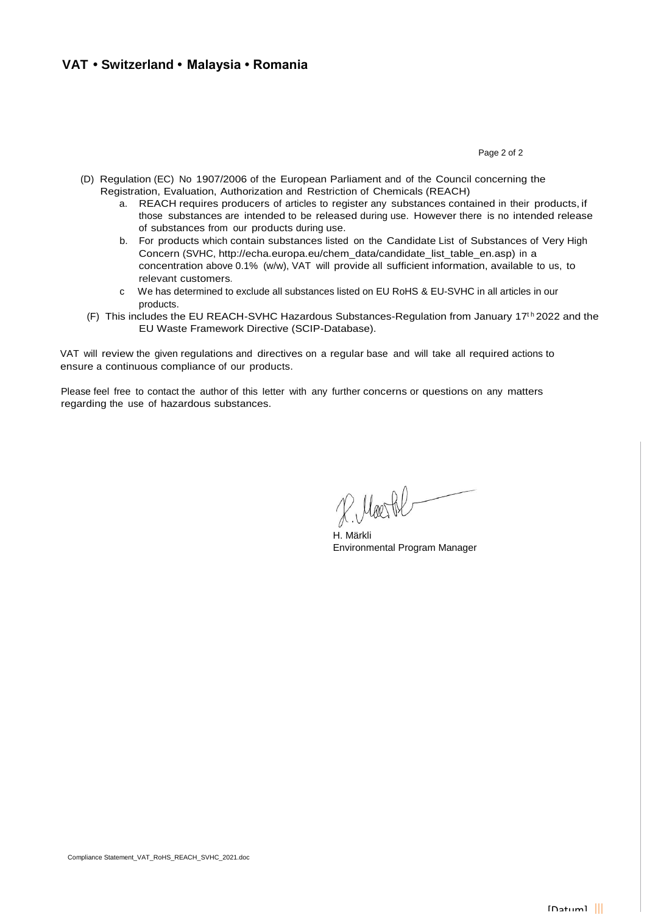(D) Regulation (EC) No 1907/2006 of the European Parliament and of the Council concerning the Registration, Evaluation, Authorization and Restriction of Chemicals (REACH)

a. REACH requires producers of articles to register any substances contained in their products, if those substances are intended to be released during use. However there is no intended release of substances from our products during use.

b. For products which contain substances listed on the Candidate List of Substances of Very High Concern (SVHC, http://echa.europa.eu/chem_data/candidate_list_table_en.asp) in a concentration above 0.1% (w/w), VAT will provide all sufficient information, available to us, to relevant customers.

c We has determined to exclude all substances listed on EU RoHS & EU-SVHC in all articles in our products.

(F) This includes the EU REACH-SVHC Hazardous Substances-Regulation from January 17th 2022 and the EU Waste Framework Directive (SCIP-Database).

VAT will review the given regulations and directives on a regular base and will take all required actions to ensure a continuous compliance of our products.

Please feel free to contact the author of this letter with any further concerns or questions on any matters regarding the use of hazardous substances.

H. Märkli
Environmental Program Manager